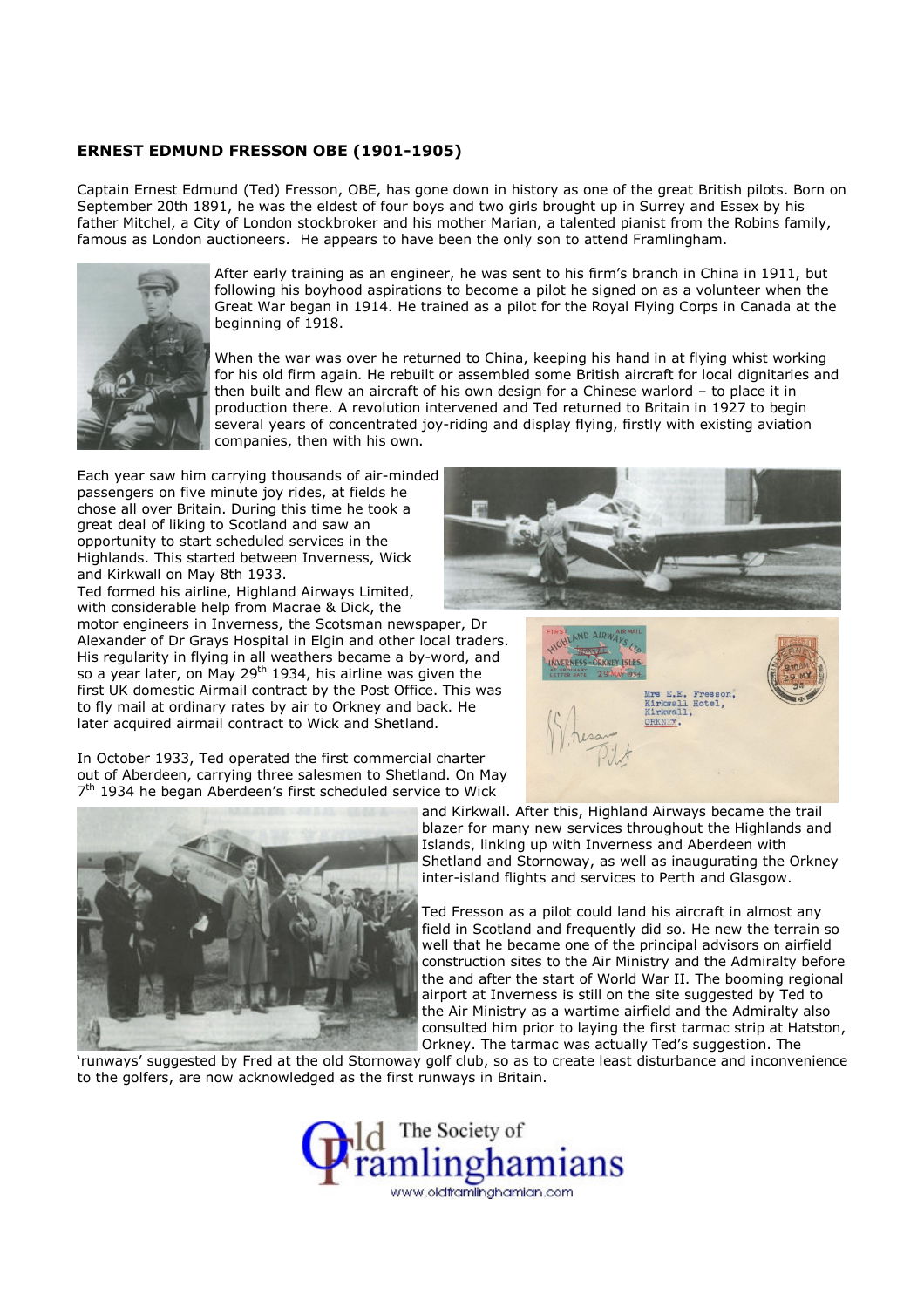## ERNEST EDMUND FRESSON OBE (1901-1905)

Captain Ernest Edmund (Ted) Fresson, OBE, has gone down in history as one of the great British pilots. Born on September 20th 1891, he was the eldest of four boys and two girls brought up in Surrey and Essex by his father Mitchel, a City of London stockbroker and his mother Marian, a talented pianist from the Robins family, famous as London auctioneers. He appears to have been the only son to attend Framlingham.

After early training as an engineer, he was sent to his firm's branch in China in 1911, but following his boyhood aspirations to become a pilot he signed on as a volunteer when the Great War began in 1914. He trained as a pilot for the Royal Flying Corps in Canada at the beginning of 1918.

When the war was over he returned to China, keeping his hand in at flying whist working for his old firm again. He rebuilt or assembled some British aircraft for local dignitaries and then built and flew an aircraft of his own design for a Chinese warlord – to place it in production there. A revolution intervened and Ted returned to Britain in 1927 to begin several years of concentrated joy-riding and display flying, firstly with existing aviation companies, then with his own.

Each year saw him carrying thousands of air-minded passengers on five minute joy rides, at fields he chose all over Britain. During this time he took a great deal of liking to Scotland and saw an opportunity to start scheduled services in the Highlands. This started between Inverness, Wick and Kirkwall on May 8th 1933.

Ted formed his airline, Highland Airways Limited, with considerable help from Macrae & Dick, the motor engineers in Inverness, the Scotsman newspaper, Dr Alexander of Dr Grays Hospital in Elgin and other local traders. His regularity in flying in all weathers became a by-word, and so a year later, on May 29th 1934, his airline was given the first UK domestic Airmail contract by the Post Office. This was to fly mail at ordinary rates by air to Orkney and back. He later acquired airmail contract to Wick and Shetland.

In October 1933, Ted operated the first commercial charter out of Aberdeen, carrying three salesmen to Shetland. On May 7th 1934 he began Aberdeen's first scheduled service to Wick and Kirkwall. After this, Highland Airways became the trail blazer for many new services throughout the Highlands and Islands, linking up with Inverness and Aberdeen with Shetland and Stornoway, as well as inaugurating the Orkney inter-island flights and services to Perth and Glasgow.

Ted Fresson as a pilot could land his aircraft in almost any field in Scotland and frequently did so. He new the terrain so well that he became one of the principal advisors on airfield construction sites to the Air Ministry and the Admiralty before the and after the start of World War II. The booming regional airport at Inverness is still on the site suggested by Ted to the Air Ministry as a wartime airfield and the Admiralty also consulted him prior to laying the first tarmac strip at Hatston, Orkney. The tarmac was actually Ted's suggestion. The 'runways' suggested by Fred at the old Stornoway golf club, so as to create least disturbance and inconvenience to the golfers, are now acknowledged as the first runways in Britain.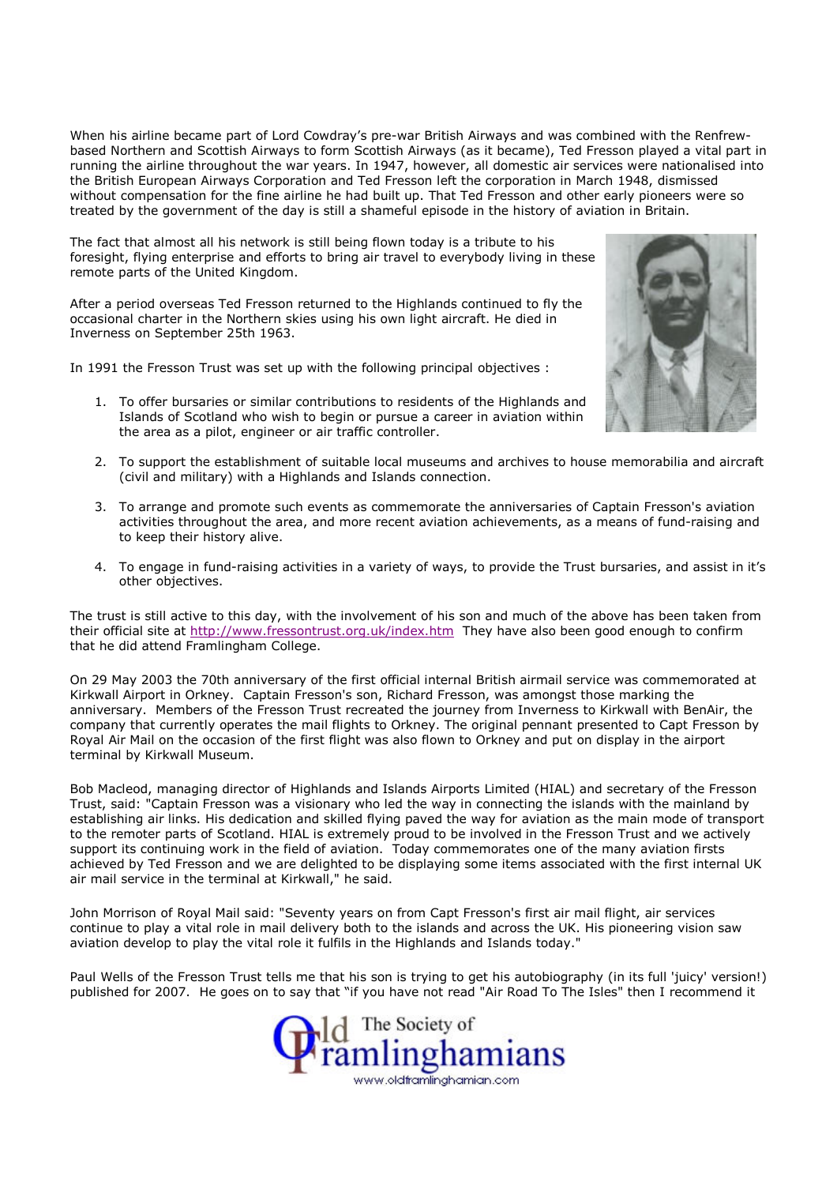When his airline became part of Lord Cowdray's pre-war British Airways and was combined with the Renfrew-based Northern and Scottish Airways to form Scottish Airways (as it became), Ted Fresson played a vital part in running the airline throughout the war years. In 1947, however, all domestic air services were nationalised into the British European Airways Corporation and Ted Fresson left the corporation in March 1948, dismissed without compensation for the fine airline he had built up. That Ted Fresson and other early pioneers were so treated by the government of the day is still a shameful episode in the history of aviation in Britain.

The fact that almost all his network is still being flown today is a tribute to his foresight, flying enterprise and efforts to bring air travel to everybody living in these remote parts of the United Kingdom.

After a period overseas Ted Fresson returned to the Highlands continued to fly the occasional charter in the Northern skies using his own light aircraft. He died in Inverness on September 25th 1963.

In 1991 the Fresson Trust was set up with the following principal objectives :

1. To offer bursaries or similar contributions to residents of the Highlands and Islands of Scotland who wish to begin or pursue a career in aviation within the area as a pilot, engineer or air traffic controller.
2. To support the establishment of suitable local museums and archives to house memorabilia and aircraft (civil and military) with a Highlands and Islands connection.
3. To arrange and promote such events as commemorate the anniversaries of Captain Fresson's aviation activities throughout the area, and more recent aviation achievements, as a means of fund-raising and to keep their history alive.
4. To engage in fund-raising activities in a variety of ways, to provide the Trust bursaries, and assist in it's other objectives.

The trust is still active to this day, with the involvement of his son and much of the above has been taken from their official site at http://www.fressontrust.org.uk/index.htm They have also been good enough to confirm that he did attend Framlingham College.

On 29 May 2003 the 70th anniversary of the first official internal British airmail service was commemorated at Kirkwall Airport in Orkney. Captain Fresson's son, Richard Fresson, was amongst those marking the anniversary. Members of the Fresson Trust recreated the journey from Inverness to Kirkwall with BenAir, the company that currently operates the mail flights to Orkney. The original pennant presented to Capt Fresson by Royal Air Mail on the occasion of the first flight was also flown to Orkney and put on display in the airport terminal by Kirkwall Museum.

Bob Macleod, managing director of Highlands and Islands Airports Limited (HIAL) and secretary of the Fresson Trust, said: "Captain Fresson was a visionary who led the way in connecting the islands with the mainland by establishing air links. His dedication and skilled flying paved the way for aviation as the main mode of transport to the remoter parts of Scotland. HIAL is extremely proud to be involved in the Fresson Trust and we actively support its continuing work in the field of aviation. Today commemorates one of the many aviation firsts achieved by Ted Fresson and we are delighted to be displaying some items associated with the first internal UK air mail service in the terminal at Kirkwall," he said.

John Morrison of Royal Mail said: "Seventy years on from Capt Fresson's first air mail flight, air services continue to play a vital role in mail delivery both to the islands and across the UK. His pioneering vision saw aviation develop to play the vital role it fulfils in the Highlands and Islands today."

Paul Wells of the Fresson Trust tells me that his son is trying to get his autobiography (in its full 'juicy' version!) published for 2007. He goes on to say that "if you have not read "Air Road To The Isles" then I recommend it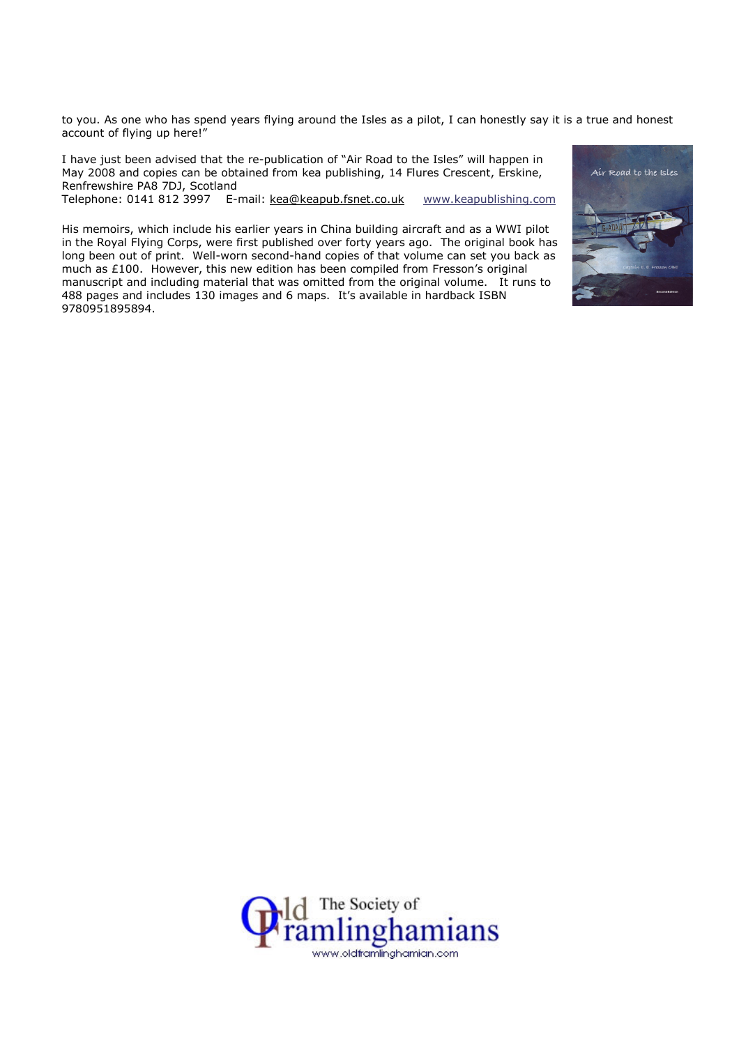to you. As one who has spend years flying around the Isles as a pilot, I can honestly say it is a true and honest account of flying up here!"

I have just been advised that the re-publication of "Air Road to the Isles" will happen in May 2008 and copies can be obtained from kea publishing, 14 Flures Crescent, Erskine, Renfrewshire PA8 7DJ, Scotland
Telephone: 0141 812 3997 E-mail: kea@keapub.fsnet.co.uk www.keapublishing.com

His memoirs, which include his earlier years in China building aircraft and as a WWI pilot in the Royal Flying Corps, were first published over forty years ago. The original book has long been out of print. Well-worn second-hand copies of that volume can set you back as much as £100. However, this new edition has been compiled from Fresson's original manuscript and including material that was omitted from the original volume. It runs to 488 pages and includes 130 images and 6 maps. It's available in hardback ISBN 9780951895894.

The Society of Old Framlinghamians
www.oldframlinghamian.com